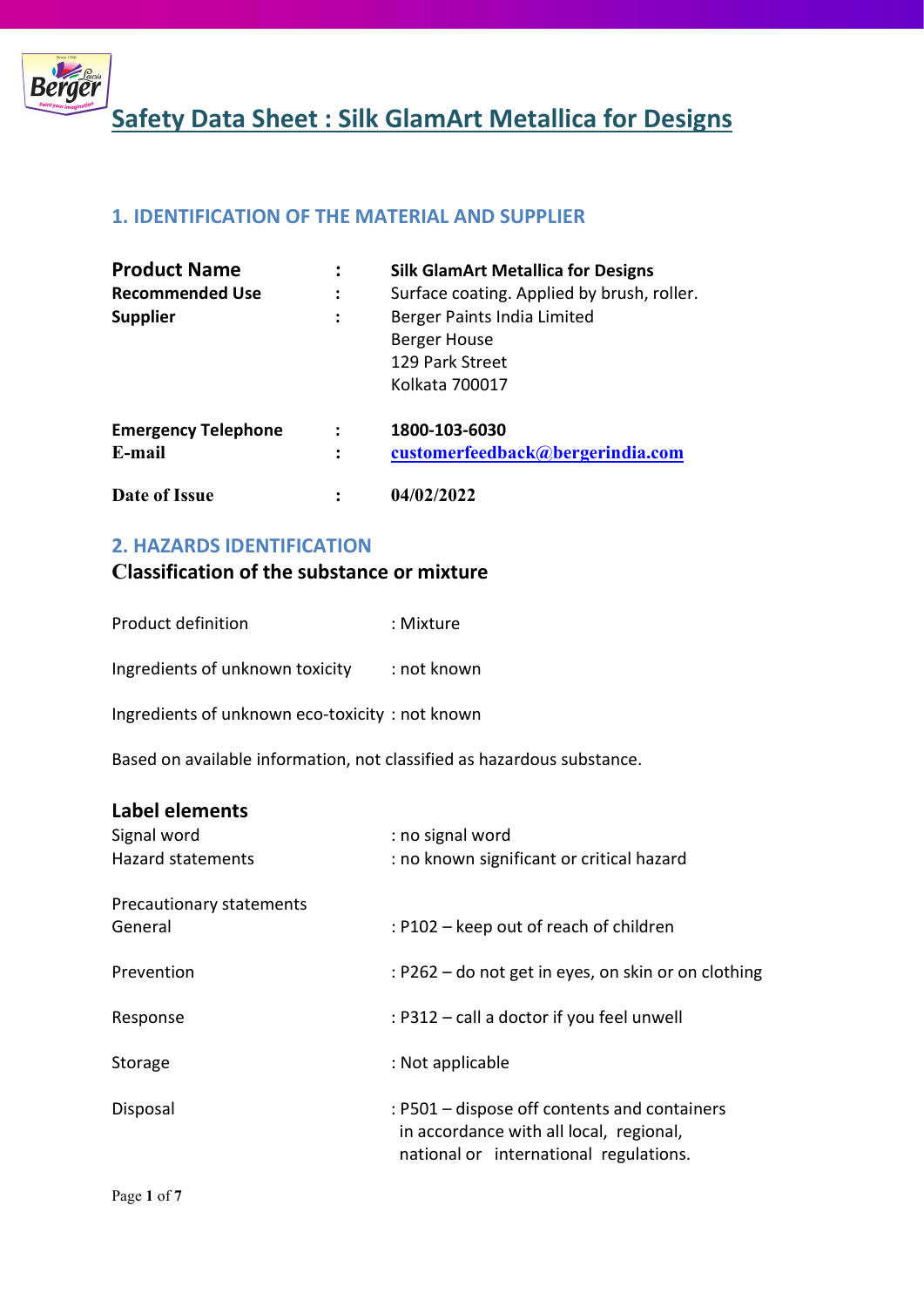# Safety Data Sheet : Silk GlamArt Metallica for Designs

## 1. IDENTIFICATION OF THE MATERIAL AND SUPPLIER

| | | |
|---|---|---|
| **Product Name** | : | **Silk GlamArt Metallica for Designs** |
| **Recommended Use** | : | Surface coating. Applied by brush, roller. |
| **Supplier** | : | Berger Paints India Limited<br>Berger House<br>129 Park Street<br>Kolkata 700017 |
| **Emergency Telephone** | : | **1800-103-6030** |
| **E-mail** | : | **customerfeedback@bergerindia.com** |
| **Date of Issue** | : | **04/02/2022** |

## 2. HAZARDS IDENTIFICATION

### Classification of the substance or mixture

Product definition : Mixture

Ingredients of unknown toxicity : not known

Ingredients of unknown eco-toxicity : not known

Based on available information, not classified as hazardous substance.

### Label elements

| | |
|---|---|
| Signal word | : no signal word |
| Hazard statements | : no known significant or critical hazard |

Precautionary statements

| | |
|---|---|
| General | : P102 – keep out of reach of children |
| Prevention | : P262 – do not get in eyes, on skin or on clothing |
| Response | : P312 – call a doctor if you feel unwell |
| Storage | : Not applicable |
| Disposal | : P501 – dispose off contents and containers in accordance with all local, regional, national or international regulations. |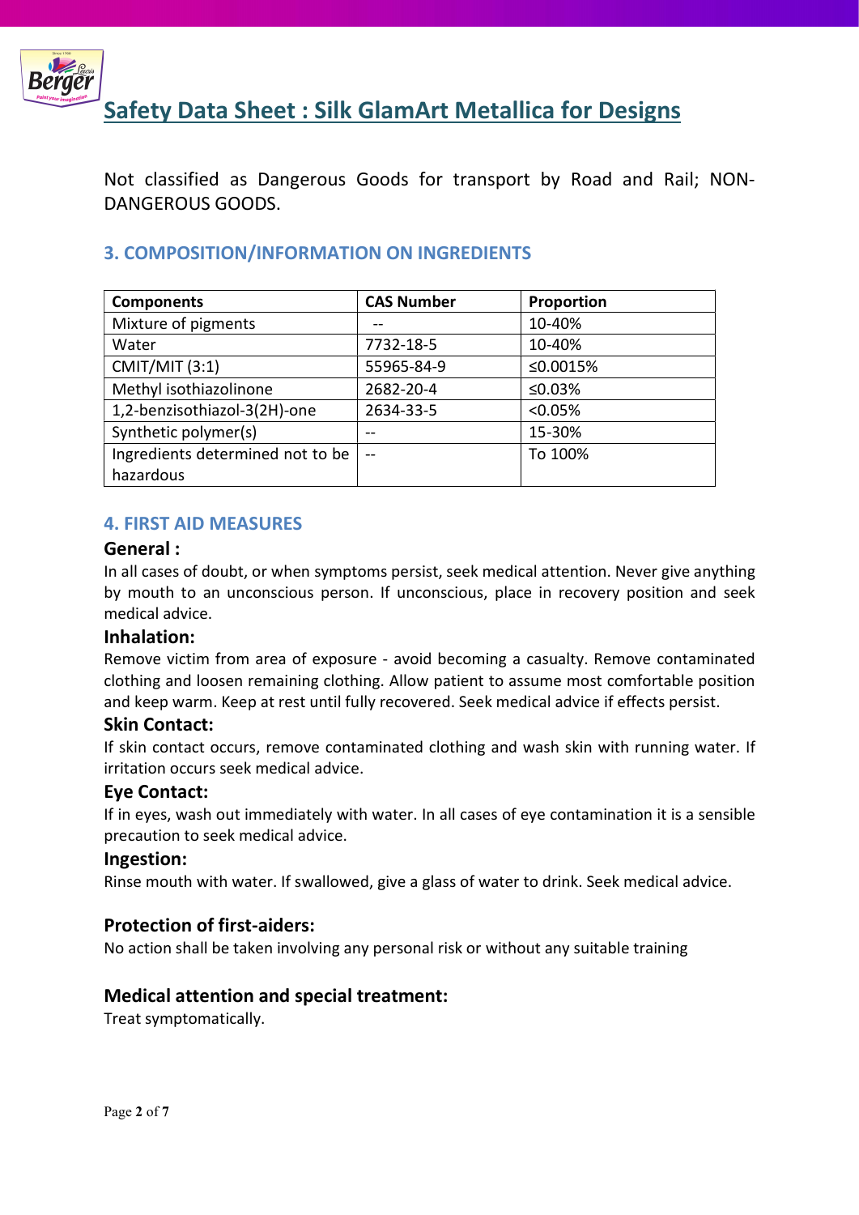Not classified as Dangerous Goods for transport by Road and Rail; NON-DANGEROUS GOODS.

## 3. COMPOSITION/INFORMATION ON INGREDIENTS

| Components | CAS Number | Proportion |
|---|---|---|
| Mixture of pigments | -- | 10-40% |
| Water | 7732-18-5 | 10-40% |
| CMIT/MIT (3:1) | 55965-84-9 | ≤0.0015% |
| Methyl isothiazolinone | 2682-20-4 | ≤0.03% |
| 1,2-benzisothiazol-3(2H)-one | 2634-33-5 | <0.05% |
| Synthetic polymer(s) | -- | 15-30% |
| Ingredients determined not to be hazardous | -- | To 100% |

## 4. FIRST AID MEASURES

### General :

In all cases of doubt, or when symptoms persist, seek medical attention. Never give anything by mouth to an unconscious person. If unconscious, place in recovery position and seek medical advice.

### Inhalation:

Remove victim from area of exposure - avoid becoming a casualty. Remove contaminated clothing and loosen remaining clothing. Allow patient to assume most comfortable position and keep warm. Keep at rest until fully recovered. Seek medical advice if effects persist.

### Skin Contact:

If skin contact occurs, remove contaminated clothing and wash skin with running water. If irritation occurs seek medical advice.

### Eye Contact:

If in eyes, wash out immediately with water. In all cases of eye contamination it is a sensible precaution to seek medical advice.

### Ingestion:

Rinse mouth with water. If swallowed, give a glass of water to drink. Seek medical advice.

### Protection of first-aiders:

No action shall be taken involving any personal risk or without any suitable training

### Medical attention and special treatment:

Treat symptomatically.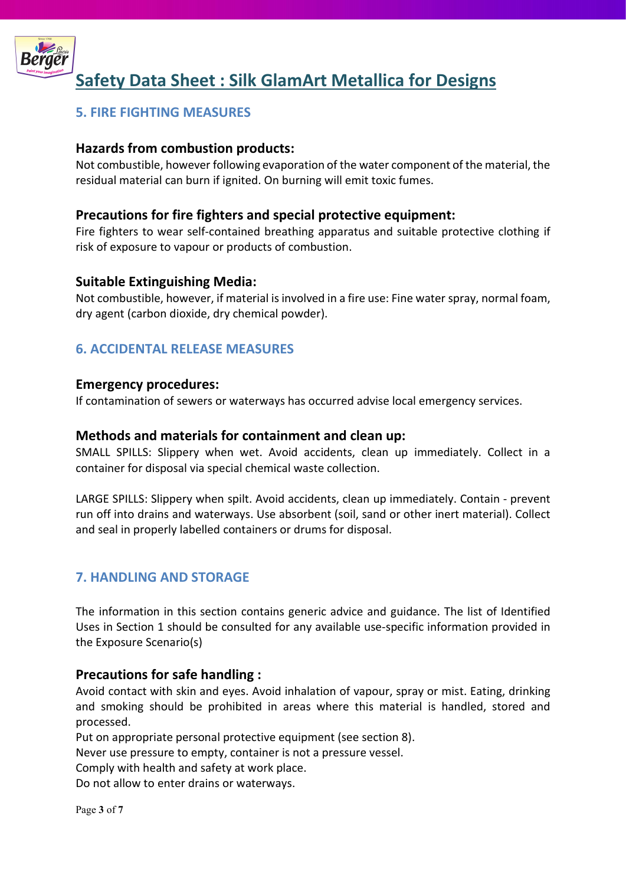# Safety Data Sheet : Silk GlamArt Metallica for Designs

## 5. FIRE FIGHTING MEASURES

### Hazards from combustion products:

Not combustible, however following evaporation of the water component of the material, the residual material can burn if ignited. On burning will emit toxic fumes.

### Precautions for fire fighters and special protective equipment:

Fire fighters to wear self-contained breathing apparatus and suitable protective clothing if risk of exposure to vapour or products of combustion.

### Suitable Extinguishing Media:

Not combustible, however, if material is involved in a fire use: Fine water spray, normal foam, dry agent (carbon dioxide, dry chemical powder).

## 6. ACCIDENTAL RELEASE MEASURES

### Emergency procedures:

If contamination of sewers or waterways has occurred advise local emergency services.

### Methods and materials for containment and clean up:

SMALL SPILLS: Slippery when wet. Avoid accidents, clean up immediately. Collect in a container for disposal via special chemical waste collection.

LARGE SPILLS: Slippery when spilt. Avoid accidents, clean up immediately. Contain - prevent run off into drains and waterways. Use absorbent (soil, sand or other inert material). Collect and seal in properly labelled containers or drums for disposal.

## 7. HANDLING AND STORAGE

The information in this section contains generic advice and guidance. The list of Identified Uses in Section 1 should be consulted for any available use-specific information provided in the Exposure Scenario(s)

### Precautions for safe handling :

Avoid contact with skin and eyes. Avoid inhalation of vapour, spray or mist. Eating, drinking and smoking should be prohibited in areas where this material is handled, stored and processed.
Put on appropriate personal protective equipment (see section 8).
Never use pressure to empty, container is not a pressure vessel.
Comply with health and safety at work place.
Do not allow to enter drains or waterways.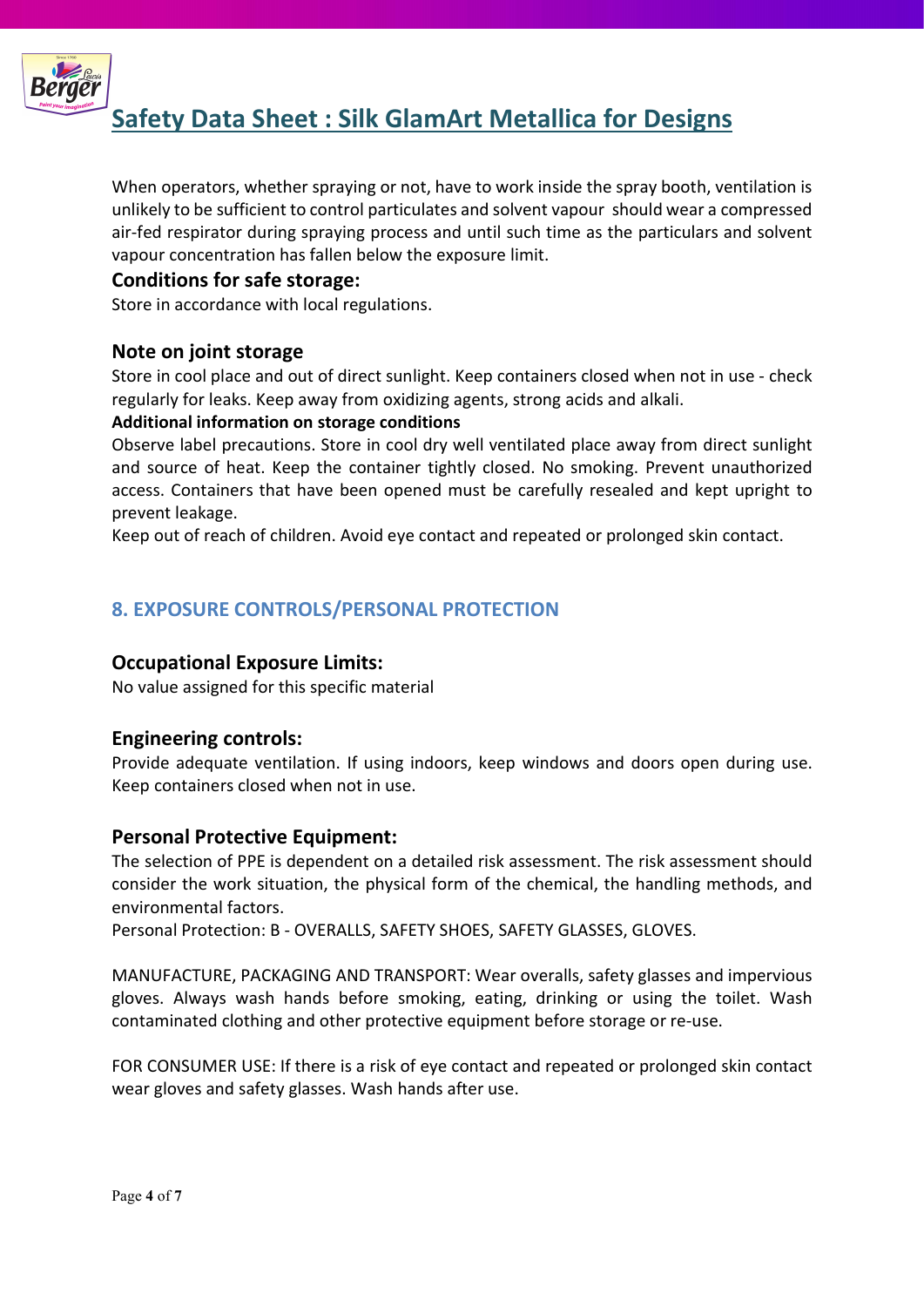When operators, whether spraying or not, have to work inside the spray booth, ventilation is unlikely to be sufficient to control particulates and solvent vapour should wear a compressed air-fed respirator during spraying process and until such time as the particulars and solvent vapour concentration has fallen below the exposure limit.

### Conditions for safe storage:

Store in accordance with local regulations.

### Note on joint storage

Store in cool place and out of direct sunlight. Keep containers closed when not in use - check regularly for leaks. Keep away from oxidizing agents, strong acids and alkali.

**Additional information on storage conditions**

Observe label precautions. Store in cool dry well ventilated place away from direct sunlight and source of heat. Keep the container tightly closed. No smoking. Prevent unauthorized access. Containers that have been opened must be carefully resealed and kept upright to prevent leakage.

Keep out of reach of children. Avoid eye contact and repeated or prolonged skin contact.

## 8. EXPOSURE CONTROLS/PERSONAL PROTECTION

### Occupational Exposure Limits:

No value assigned for this specific material

### Engineering controls:

Provide adequate ventilation. If using indoors, keep windows and doors open during use. Keep containers closed when not in use.

### Personal Protective Equipment:

The selection of PPE is dependent on a detailed risk assessment. The risk assessment should consider the work situation, the physical form of the chemical, the handling methods, and environmental factors.

Personal Protection: B - OVERALLS, SAFETY SHOES, SAFETY GLASSES, GLOVES.

MANUFACTURE, PACKAGING AND TRANSPORT: Wear overalls, safety glasses and impervious gloves. Always wash hands before smoking, eating, drinking or using the toilet. Wash contaminated clothing and other protective equipment before storage or re-use.

FOR CONSUMER USE: If there is a risk of eye contact and repeated or prolonged skin contact wear gloves and safety glasses. Wash hands after use.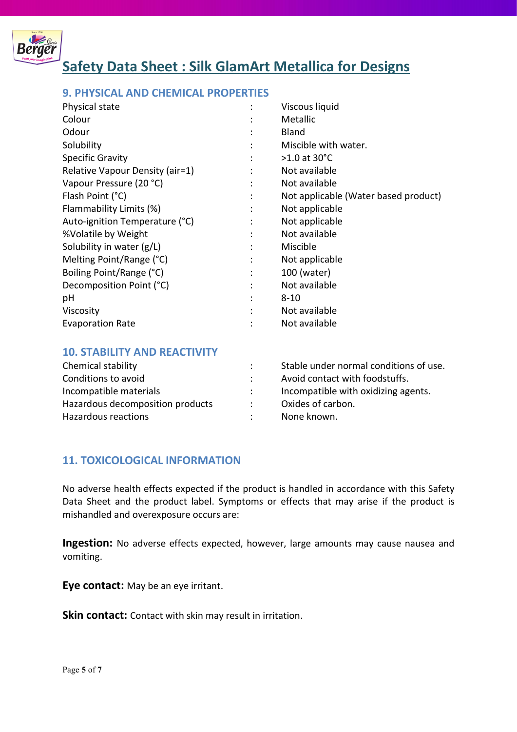# Safety Data Sheet : Silk GlamArt Metallica for Designs

## 9. PHYSICAL AND CHEMICAL PROPERTIES

| Property | | Value |
|---|---|---|
| Physical state | : | Viscous liquid |
| Colour | : | Metallic |
| Odour | : | Bland |
| Solubility | : | Miscible with water. |
| Specific Gravity | : | >1.0 at 30°C |
| Relative Vapour Density (air=1) | : | Not available |
| Vapour Pressure (20 °C) | : | Not available |
| Flash Point (°C) | : | Not applicable (Water based product) |
| Flammability Limits (%) | : | Not applicable |
| Auto-ignition Temperature (°C) | : | Not applicable |
| %Volatile by Weight | : | Not available |
| Solubility in water (g/L) | : | Miscible |
| Melting Point/Range (°C) | : | Not applicable |
| Boiling Point/Range (°C) | : | 100 (water) |
| Decomposition Point (°C) | : | Not available |
| pH | : | 8-10 |
| Viscosity | : | Not available |
| Evaporation Rate | : | Not available |

## 10. STABILITY AND REACTIVITY

| Property | | Value |
|---|---|---|
| Chemical stability | : | Stable under normal conditions of use. |
| Conditions to avoid | : | Avoid contact with foodstuffs. |
| Incompatible materials | : | Incompatible with oxidizing agents. |
| Hazardous decomposition products | : | Oxides of carbon. |
| Hazardous reactions | : | None known. |

## 11. TOXICOLOGICAL INFORMATION

No adverse health effects expected if the product is handled in accordance with this Safety Data Sheet and the product label. Symptoms or effects that may arise if the product is mishandled and overexposure occurs are:

**Ingestion:** No adverse effects expected, however, large amounts may cause nausea and vomiting.

**Eye contact:** May be an eye irritant.

**Skin contact:** Contact with skin may result in irritation.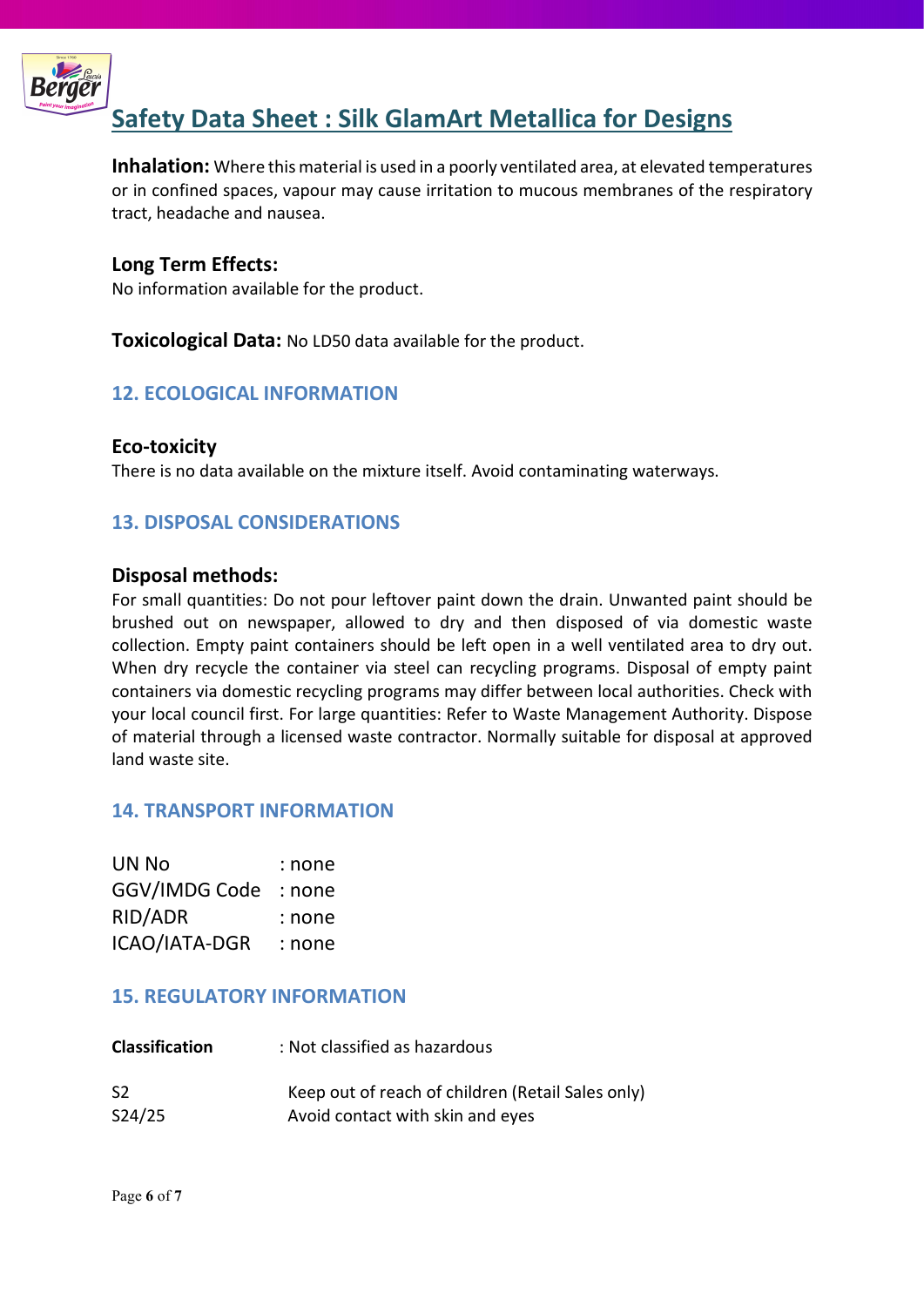**Inhalation:** Where this material is used in a poorly ventilated area, at elevated temperatures or in confined spaces, vapour may cause irritation to mucous membranes of the respiratory tract, headache and nausea.

### Long Term Effects:

No information available for the product.

**Toxicological Data:** No LD50 data available for the product.

## 12. ECOLOGICAL INFORMATION

### Eco-toxicity

There is no data available on the mixture itself. Avoid contaminating waterways.

## 13. DISPOSAL CONSIDERATIONS

### Disposal methods:

For small quantities: Do not pour leftover paint down the drain. Unwanted paint should be brushed out on newspaper, allowed to dry and then disposed of via domestic waste collection. Empty paint containers should be left open in a well ventilated area to dry out. When dry recycle the container via steel can recycling programs. Disposal of empty paint containers via domestic recycling programs may differ between local authorities. Check with your local council first. For large quantities: Refer to Waste Management Authority. Dispose of material through a licensed waste contractor. Normally suitable for disposal at approved land waste site.

## 14. TRANSPORT INFORMATION

| | |
|---|---|
| UN No | : none |
| GGV/IMDG Code | : none |
| RID/ADR | : none |
| ICAO/IATA-DGR | : none |

## 15. REGULATORY INFORMATION

| | |
|---|---|
| **Classification** | : Not classified as hazardous |
| S2 | Keep out of reach of children (Retail Sales only) |
| S24/25 | Avoid contact with skin and eyes |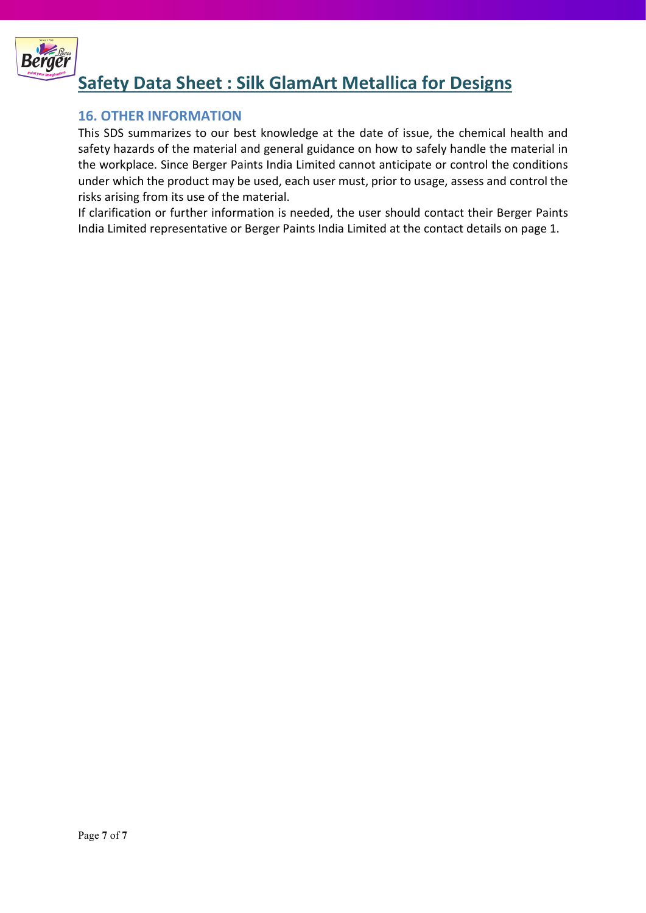## 16. OTHER INFORMATION

This SDS summarizes to our best knowledge at the date of issue, the chemical health and safety hazards of the material and general guidance on how to safely handle the material in the workplace. Since Berger Paints India Limited cannot anticipate or control the conditions under which the product may be used, each user must, prior to usage, assess and control the risks arising from its use of the material.

If clarification or further information is needed, the user should contact their Berger Paints India Limited representative or Berger Paints India Limited at the contact details on page 1.